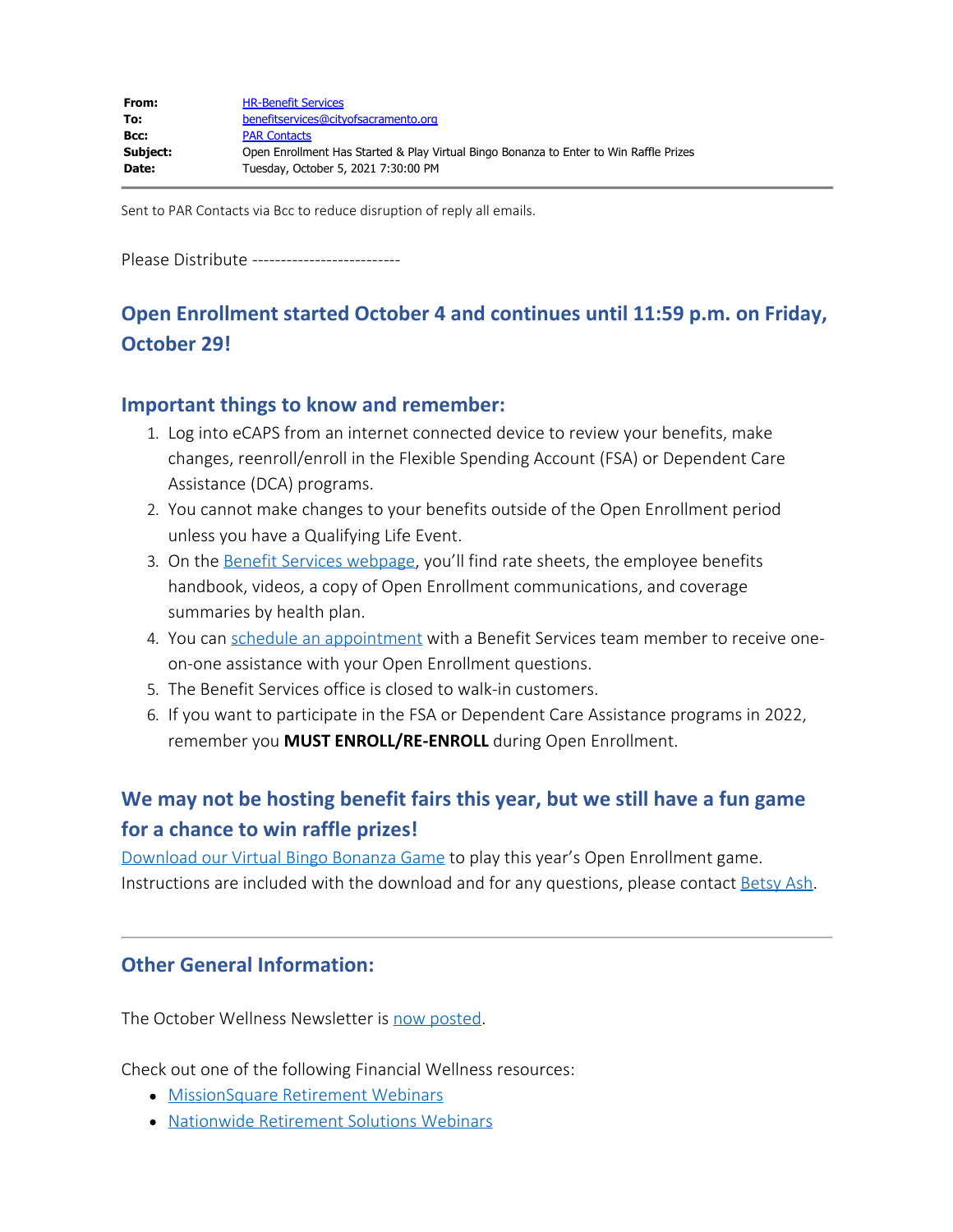| | |
|---|---|
| **From:** | HR-Benefit Services |
| **To:** | benefitservices@cityofsacramento.org |
| **Bcc:** | PAR Contacts |
| **Subject:** | Open Enrollment Has Started & Play Virtual Bingo Bonanza to Enter to Win Raffle Prizes |
| **Date:** | Tuesday, October 5, 2021 7:30:00 PM |

Sent to PAR Contacts via Bcc to reduce disruption of reply all emails.

Please Distribute --------------------------

## Open Enrollment started October 4 and continues until 11:59 p.m. on Friday, October 29!

### Important things to know and remember:

1. Log into eCAPS from an internet connected device to review your benefits, make changes, reenroll/enroll in the Flexible Spending Account (FSA) or Dependent Care Assistance (DCA) programs.
2. You cannot make changes to your benefits outside of the Open Enrollment period unless you have a Qualifying Life Event.
3. On the Benefit Services webpage, you'll find rate sheets, the employee benefits handbook, videos, a copy of Open Enrollment communications, and coverage summaries by health plan.
4. You can schedule an appointment with a Benefit Services team member to receive one-on-one assistance with your Open Enrollment questions.
5. The Benefit Services office is closed to walk-in customers.
6. If you want to participate in the FSA or Dependent Care Assistance programs in 2022, remember you **MUST ENROLL/RE-ENROLL** during Open Enrollment.

### We may not be hosting benefit fairs this year, but we still have a fun game for a chance to win raffle prizes!

Download our Virtual Bingo Bonanza Game to play this year's Open Enrollment game. Instructions are included with the download and for any questions, please contact Betsy Ash.

---

### Other General Information:

The October Wellness Newsletter is now posted.

Check out one of the following Financial Wellness resources:

- MissionSquare Retirement Webinars
- Nationwide Retirement Solutions Webinars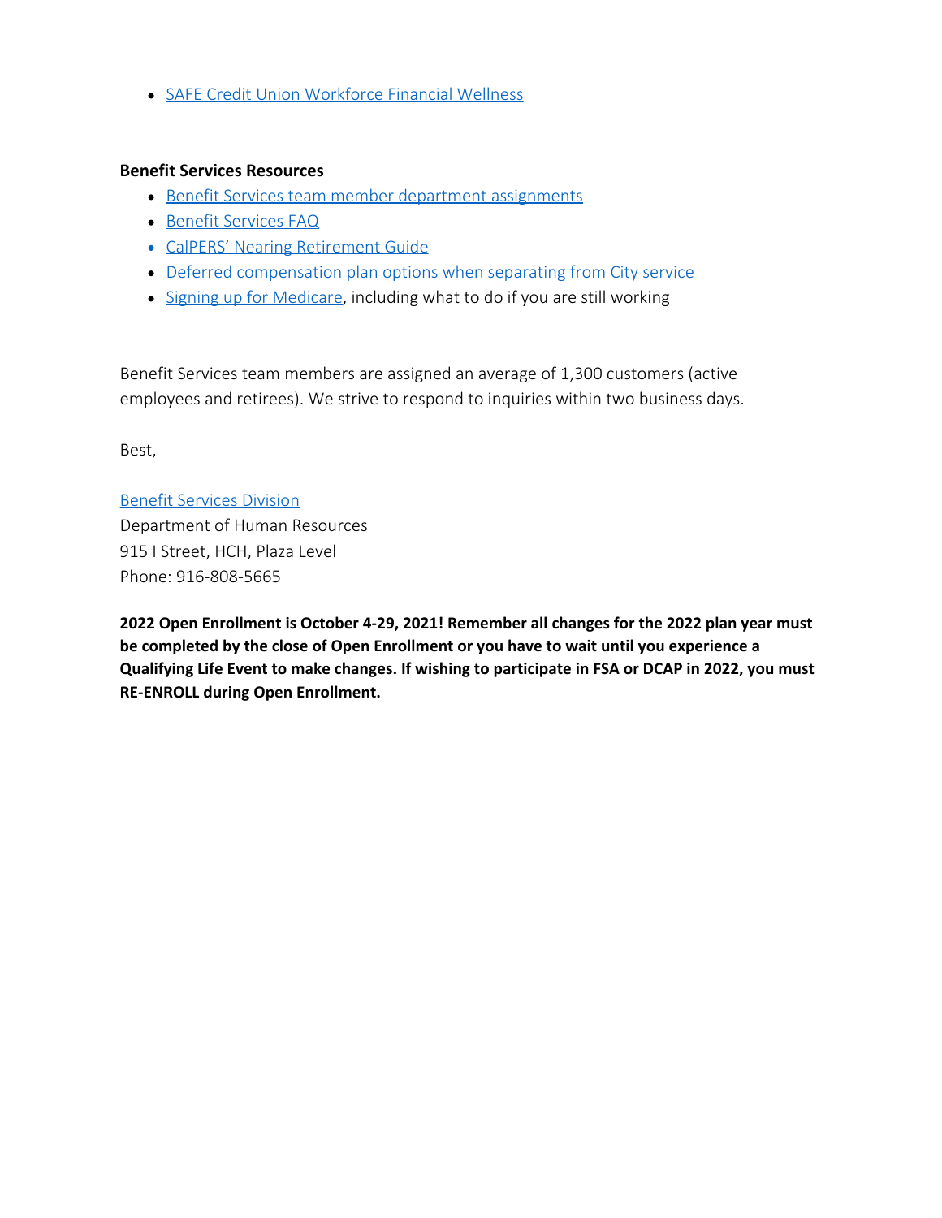- SAFE Credit Union Workforce Financial Wellness

**Benefit Services Resources**

- Benefit Services team member department assignments
- Benefit Services FAQ
- CalPERS' Nearing Retirement Guide
- Deferred compensation plan options when separating from City service
- Signing up for Medicare, including what to do if you are still working

Benefit Services team members are assigned an average of 1,300 customers (active employees and retirees). We strive to respond to inquiries within two business days.

Best,

Benefit Services Division
Department of Human Resources
915 I Street, HCH, Plaza Level
Phone: 916-808-5665

**2022 Open Enrollment is October 4-29, 2021! Remember all changes for the 2022 plan year must be completed by the close of Open Enrollment or you have to wait until you experience a Qualifying Life Event to make changes. If wishing to participate in FSA or DCAP in 2022, you must RE-ENROLL during Open Enrollment.**